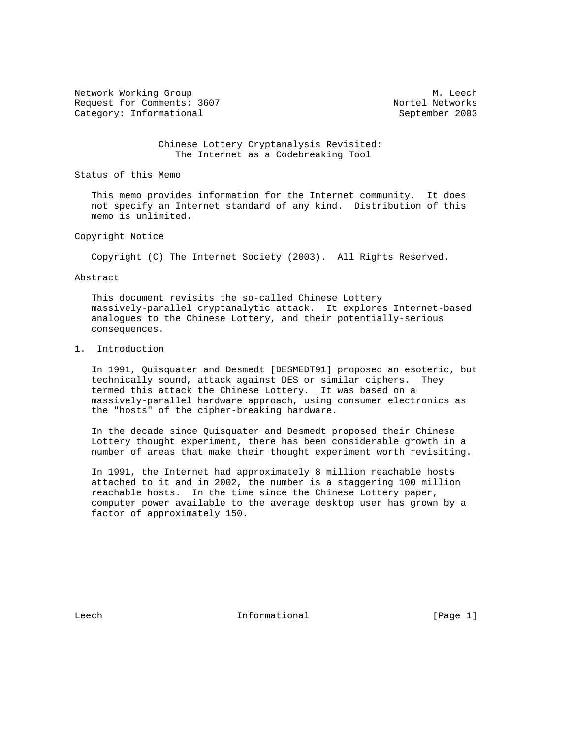Network Working Group M. Leech
Request for Comments: 3607 Nortel Networks
Category: Informational September 2003

# Chinese Lottery Cryptanalysis Revisited: The Internet as a Codebreaking Tool

## Status of this Memo

This memo provides information for the Internet community. It does not specify an Internet standard of any kind. Distribution of this memo is unlimited.

## Copyright Notice

Copyright (C) The Internet Society (2003). All Rights Reserved.

## Abstract

This document revisits the so-called Chinese Lottery massively-parallel cryptanalytic attack. It explores Internet-based analogues to the Chinese Lottery, and their potentially-serious consequences.

## 1. Introduction

In 1991, Quisquater and Desmedt [DESMEDT91] proposed an esoteric, but technically sound, attack against DES or similar ciphers. They termed this attack the Chinese Lottery. It was based on a massively-parallel hardware approach, using consumer electronics as the "hosts" of the cipher-breaking hardware.

In the decade since Quisquater and Desmedt proposed their Chinese Lottery thought experiment, there has been considerable growth in a number of areas that make their thought experiment worth revisiting.

In 1991, the Internet had approximately 8 million reachable hosts attached to it and in 2002, the number is a staggering 100 million reachable hosts. In the time since the Chinese Lottery paper, computer power available to the average desktop user has grown by a factor of approximately 150.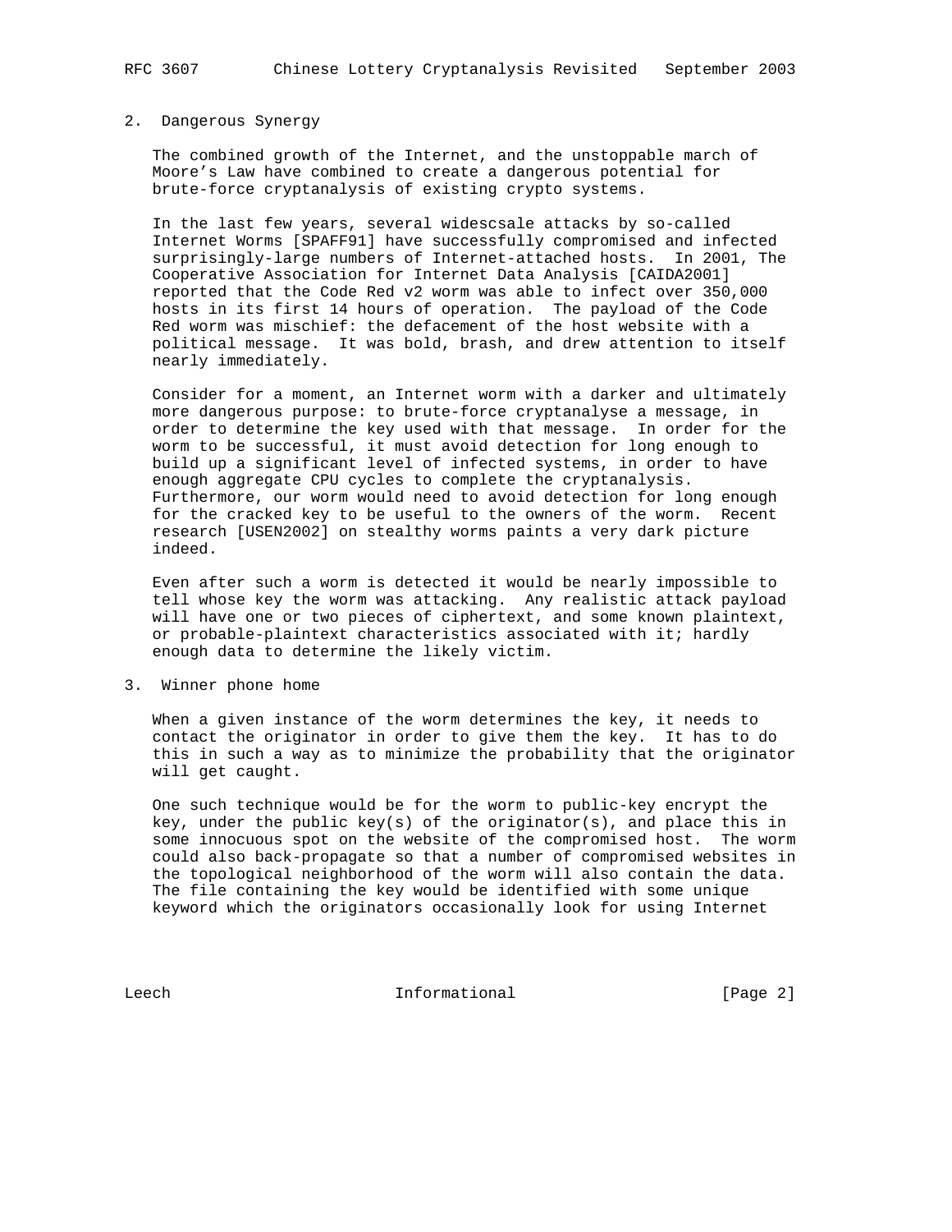## 2. Dangerous Synergy

The combined growth of the Internet, and the unstoppable march of Moore's Law have combined to create a dangerous potential for brute-force cryptanalysis of existing crypto systems.

In the last few years, several widescsale attacks by so-called Internet Worms [SPAFF91] have successfully compromised and infected surprisingly-large numbers of Internet-attached hosts. In 2001, The Cooperative Association for Internet Data Analysis [CAIDA2001] reported that the Code Red v2 worm was able to infect over 350,000 hosts in its first 14 hours of operation. The payload of the Code Red worm was mischief: the defacement of the host website with a political message. It was bold, brash, and drew attention to itself nearly immediately.

Consider for a moment, an Internet worm with a darker and ultimately more dangerous purpose: to brute-force cryptanalyse a message, in order to determine the key used with that message. In order for the worm to be successful, it must avoid detection for long enough to build up a significant level of infected systems, in order to have enough aggregate CPU cycles to complete the cryptanalysis. Furthermore, our worm would need to avoid detection for long enough for the cracked key to be useful to the owners of the worm. Recent research [USEN2002] on stealthy worms paints a very dark picture indeed.

Even after such a worm is detected it would be nearly impossible to tell whose key the worm was attacking. Any realistic attack payload will have one or two pieces of ciphertext, and some known plaintext, or probable-plaintext characteristics associated with it; hardly enough data to determine the likely victim.

## 3. Winner phone home

When a given instance of the worm determines the key, it needs to contact the originator in order to give them the key. It has to do this in such a way as to minimize the probability that the originator will get caught.

One such technique would be for the worm to public-key encrypt the key, under the public key(s) of the originator(s), and place this in some innocuous spot on the website of the compromised host. The worm could also back-propagate so that a number of compromised websites in the topological neighborhood of the worm will also contain the data. The file containing the key would be identified with some unique keyword which the originators occasionally look for using Internet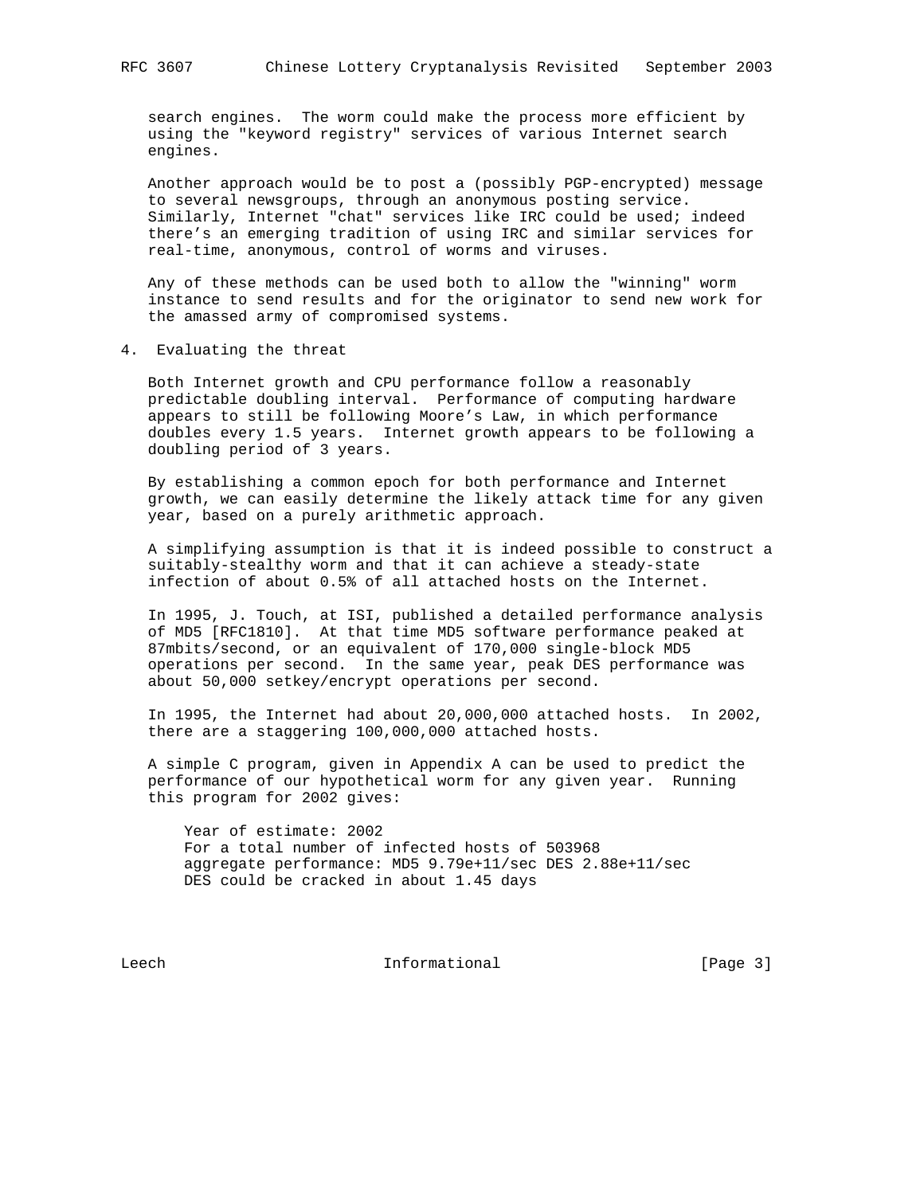search engines. The worm could make the process more efficient by using the "keyword registry" services of various Internet search engines.

Another approach would be to post a (possibly PGP-encrypted) message to several newsgroups, through an anonymous posting service. Similarly, Internet "chat" services like IRC could be used; indeed there's an emerging tradition of using IRC and similar services for real-time, anonymous, control of worms and viruses.

Any of these methods can be used both to allow the "winning" worm instance to send results and for the originator to send new work for the amassed army of compromised systems.

## 4. Evaluating the threat

Both Internet growth and CPU performance follow a reasonably predictable doubling interval. Performance of computing hardware appears to still be following Moore's Law, in which performance doubles every 1.5 years. Internet growth appears to be following a doubling period of 3 years.

By establishing a common epoch for both performance and Internet growth, we can easily determine the likely attack time for any given year, based on a purely arithmetic approach.

A simplifying assumption is that it is indeed possible to construct a suitably-stealthy worm and that it can achieve a steady-state infection of about 0.5% of all attached hosts on the Internet.

In 1995, J. Touch, at ISI, published a detailed performance analysis of MD5 [RFC1810]. At that time MD5 software performance peaked at 87mbits/second, or an equivalent of 170,000 single-block MD5 operations per second. In the same year, peak DES performance was about 50,000 setkey/encrypt operations per second.

In 1995, the Internet had about 20,000,000 attached hosts. In 2002, there are a staggering 100,000,000 attached hosts.

A simple C program, given in Appendix A can be used to predict the performance of our hypothetical worm for any given year. Running this program for 2002 gives:

```
Year of estimate: 2002
For a total number of infected hosts of 503968
aggregate performance: MD5 9.79e+11/sec DES 2.88e+11/sec
DES could be cracked in about 1.45 days
```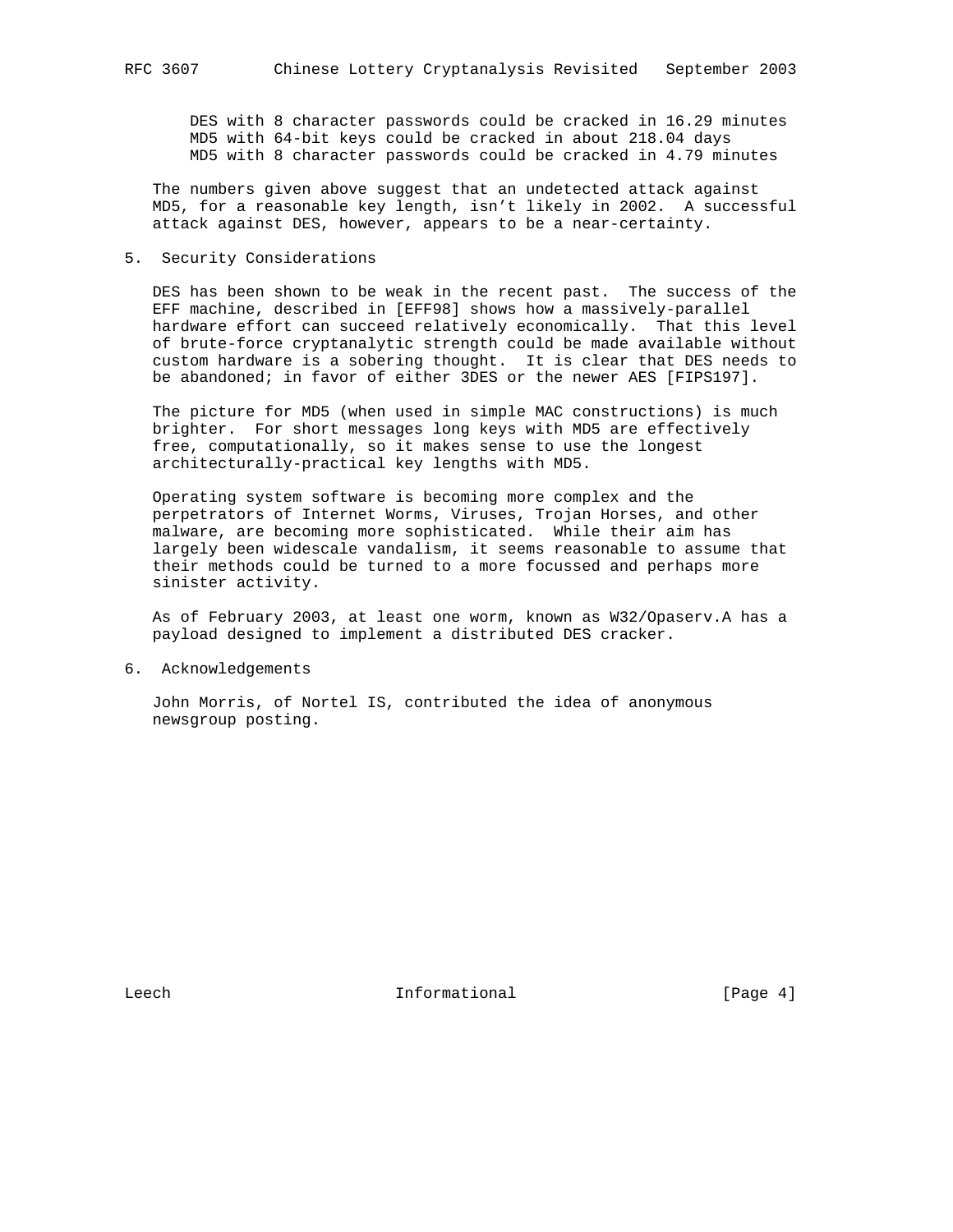DES with 8 character passwords could be cracked in 16.29 minutes
MD5 with 64-bit keys could be cracked in about 218.04 days
MD5 with 8 character passwords could be cracked in 4.79 minutes

The numbers given above suggest that an undetected attack against MD5, for a reasonable key length, isn’t likely in 2002. A successful attack against DES, however, appears to be a near-certainty.

## 5. Security Considerations

DES has been shown to be weak in the recent past. The success of the EFF machine, described in [EFF98] shows how a massively-parallel hardware effort can succeed relatively economically. That this level of brute-force cryptanalytic strength could be made available without custom hardware is a sobering thought. It is clear that DES needs to be abandoned; in favor of either 3DES or the newer AES [FIPS197].

The picture for MD5 (when used in simple MAC constructions) is much brighter. For short messages long keys with MD5 are effectively free, computationally, so it makes sense to use the longest architecturally-practical key lengths with MD5.

Operating system software is becoming more complex and the perpetrators of Internet Worms, Viruses, Trojan Horses, and other malware, are becoming more sophisticated. While their aim has largely been widescale vandalism, it seems reasonable to assume that their methods could be turned to a more focussed and perhaps more sinister activity.

As of February 2003, at least one worm, known as W32/Opaserv.A has a payload designed to implement a distributed DES cracker.

## 6. Acknowledgements

John Morris, of Nortel IS, contributed the idea of anonymous newsgroup posting.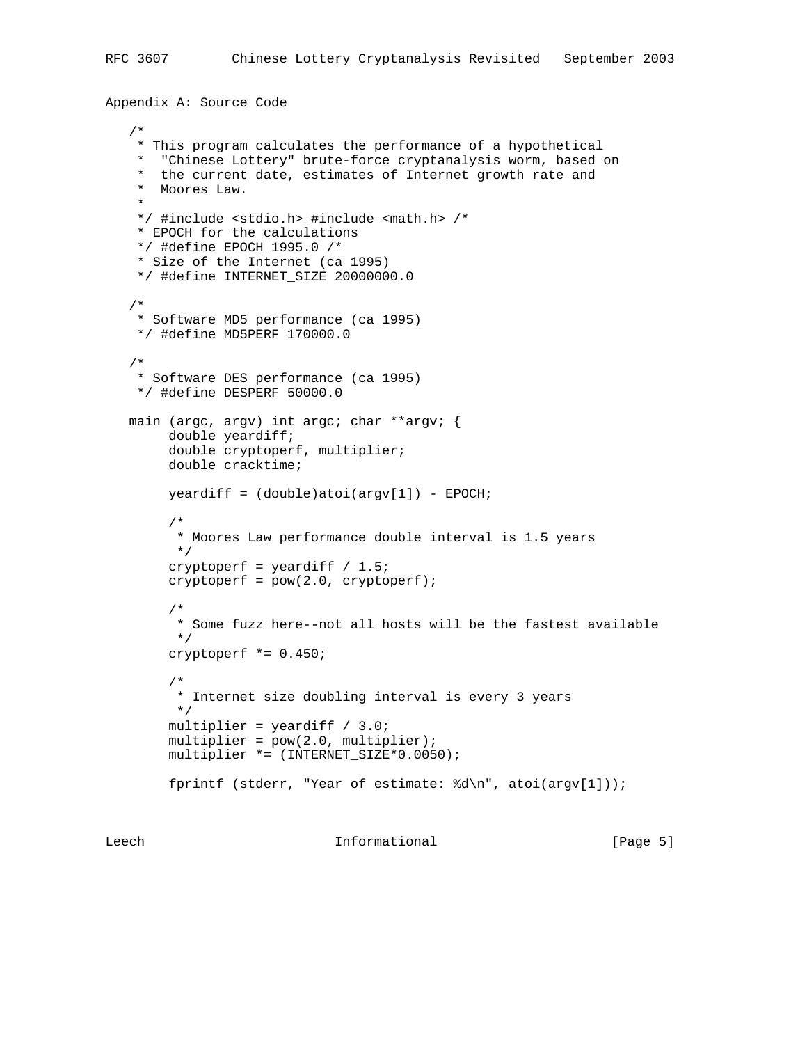Appendix A: Source Code

```
   /*
    * This program calculates the performance of a hypothetical
    *  "Chinese Lottery" brute-force cryptanalysis worm, based on
    *  the current date, estimates of Internet growth rate and
    *  Moores Law.
    *
    */ #include <stdio.h> #include <math.h> /*
    * EPOCH for the calculations
    */ #define EPOCH 1995.0 /*
    * Size of the Internet (ca 1995)
    */ #define INTERNET_SIZE 20000000.0

   /*
    * Software MD5 performance (ca 1995)
    */ #define MD5PERF 170000.0

   /*
    * Software DES performance (ca 1995)
    */ #define DESPERF 50000.0

   main (argc, argv) int argc; char **argv; {
        double yeardiff;
        double cryptoperf, multiplier;
        double cracktime;

        yeardiff = (double)atoi(argv[1]) - EPOCH;

        /*
         * Moores Law performance double interval is 1.5 years
         */
        cryptoperf = yeardiff / 1.5;
        cryptoperf = pow(2.0, cryptoperf);

        /*
         * Some fuzz here--not all hosts will be the fastest available
         */
        cryptoperf *= 0.450;

        /*
         * Internet size doubling interval is every 3 years
         */
        multiplier = yeardiff / 3.0;
        multiplier = pow(2.0, multiplier);
        multiplier *= (INTERNET_SIZE*0.0050);

        fprintf (stderr, "Year of estimate: %d\n", atoi(argv[1]));
```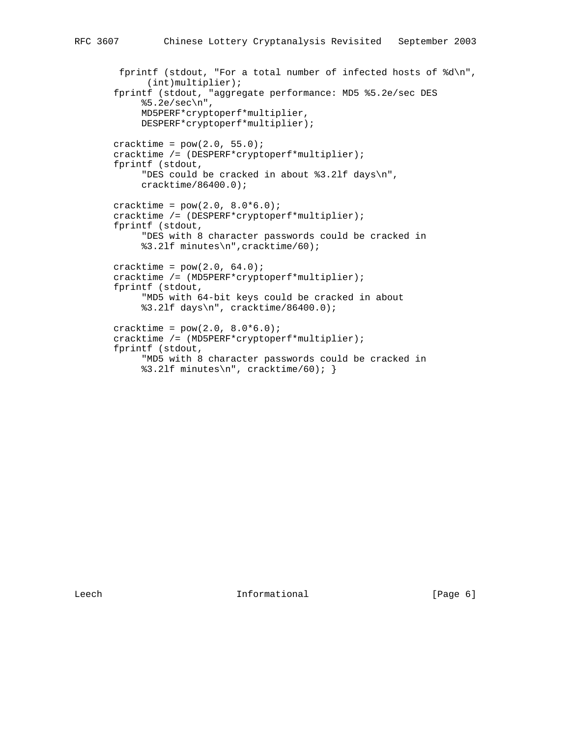```
        fprintf (stdout, "For a total number of infected hosts of %d\n",
             (int)multiplier);
       fprintf (stdout, "aggregate performance: MD5 %5.2e/sec DES
            %5.2e/sec\n",
            MD5PERF*cryptoperf*multiplier,
            DESPERF*cryptoperf*multiplier);

       cracktime = pow(2.0, 55.0);
       cracktime /= (DESPERF*cryptoperf*multiplier);
       fprintf (stdout,
            "DES could be cracked in about %3.2lf days\n",
            cracktime/86400.0);

       cracktime = pow(2.0, 8.0*6.0);
       cracktime /= (DESPERF*cryptoperf*multiplier);
       fprintf (stdout,
            "DES with 8 character passwords could be cracked in
            %3.2lf minutes\n",cracktime/60);

       cracktime = pow(2.0, 64.0);
       cracktime /= (MD5PERF*cryptoperf*multiplier);
       fprintf (stdout,
            "MD5 with 64-bit keys could be cracked in about
            %3.2lf days\n", cracktime/86400.0);

       cracktime = pow(2.0, 8.0*6.0);
       cracktime /= (MD5PERF*cryptoperf*multiplier);
       fprintf (stdout,
            "MD5 with 8 character passwords could be cracked in
            %3.2lf minutes\n", cracktime/60); }
```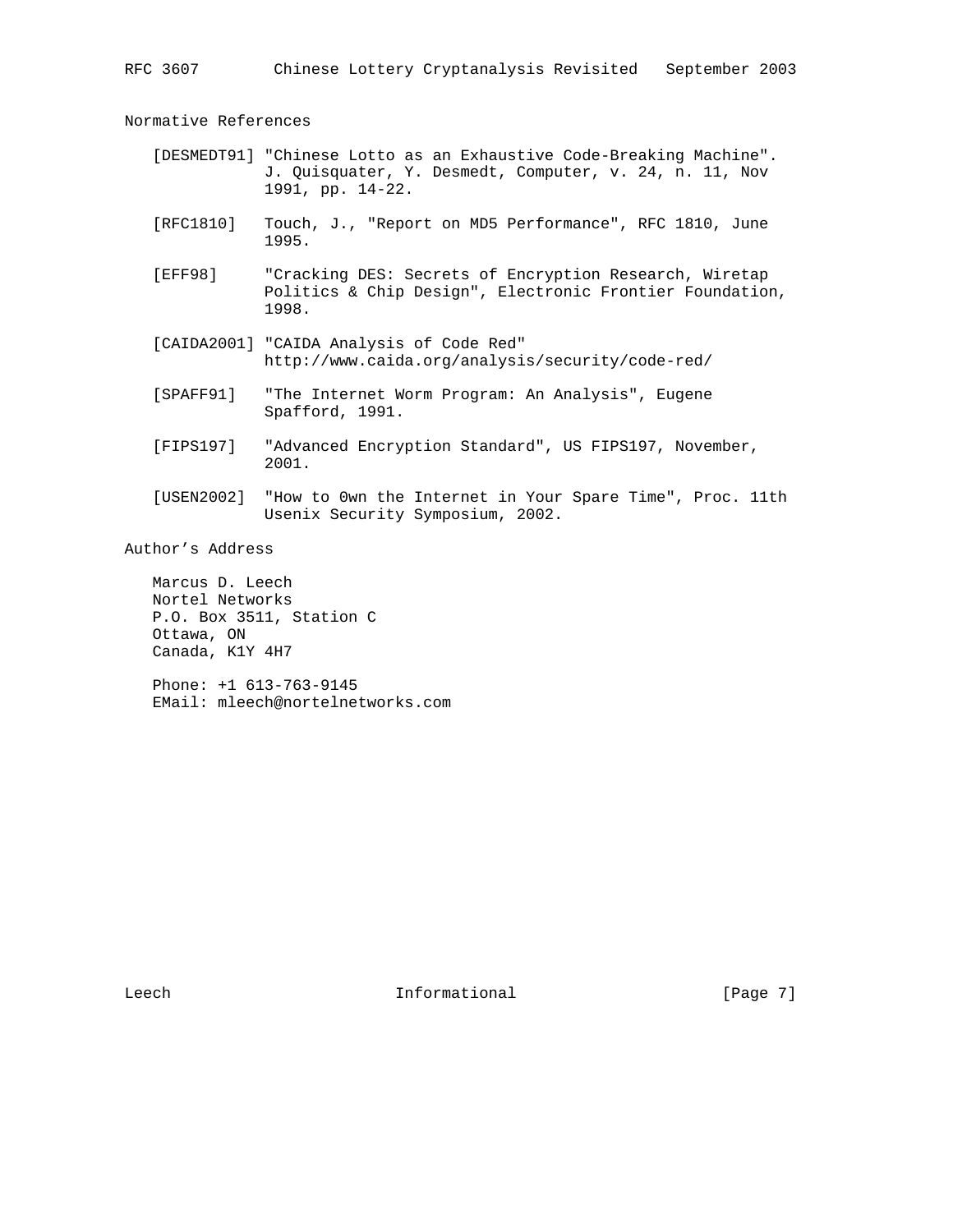## Normative References

[DESMEDT91] "Chinese Lotto as an Exhaustive Code-Breaking Machine". J. Quisquater, Y. Desmedt, Computer, v. 24, n. 11, Nov 1991, pp. 14-22.

[RFC1810] Touch, J., "Report on MD5 Performance", RFC 1810, June 1995.

[EFF98] "Cracking DES: Secrets of Encryption Research, Wiretap Politics & Chip Design", Electronic Frontier Foundation, 1998.

[CAIDA2001] "CAIDA Analysis of Code Red" http://www.caida.org/analysis/security/code-red/

[SPAFF91] "The Internet Worm Program: An Analysis", Eugene Spafford, 1991.

[FIPS197] "Advanced Encryption Standard", US FIPS197, November, 2001.

[USEN2002] "How to 0wn the Internet in Your Spare Time", Proc. 11th Usenix Security Symposium, 2002.

## Author's Address

Marcus D. Leech
Nortel Networks
P.O. Box 3511, Station C
Ottawa, ON
Canada, K1Y 4H7

Phone: +1 613-763-9145
EMail: mleech@nortelnetworks.com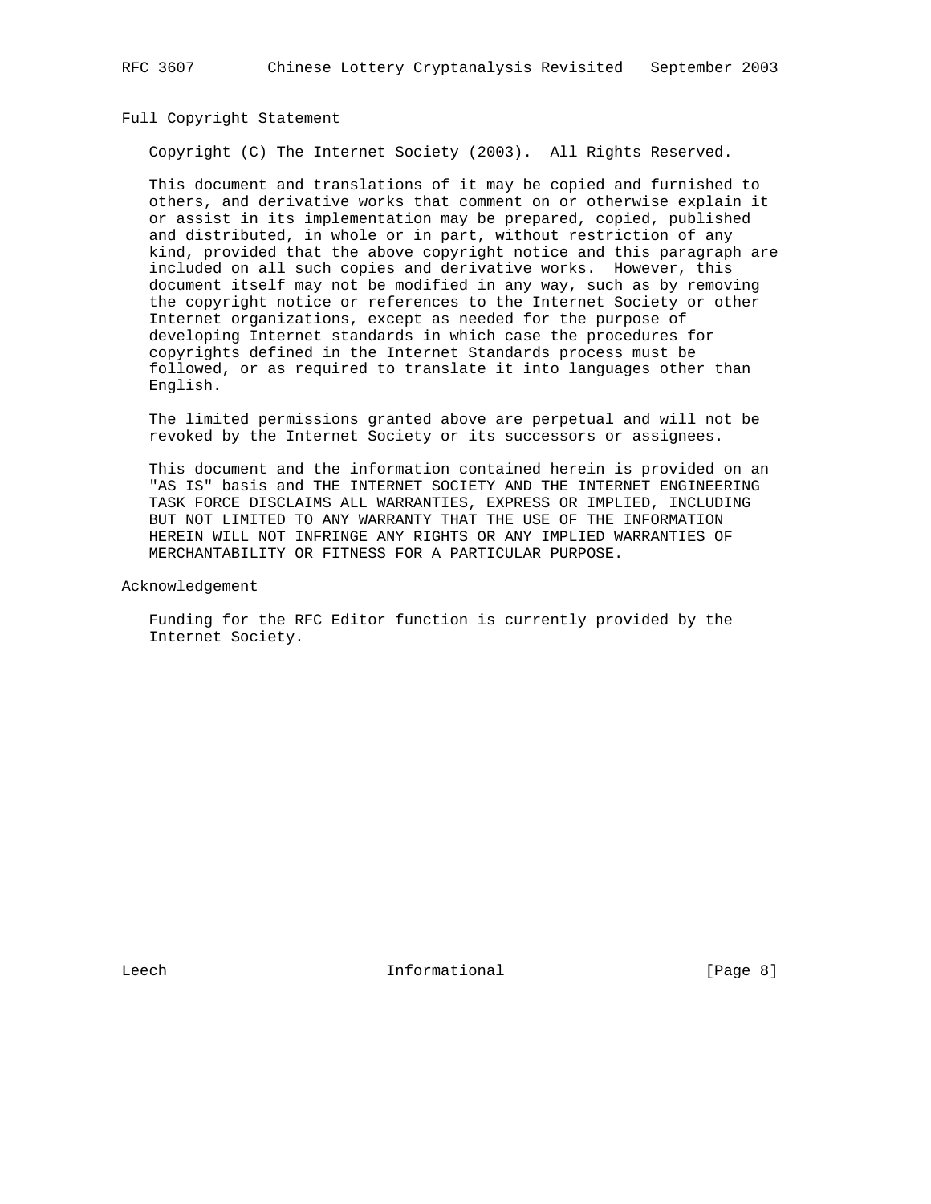## Full Copyright Statement

Copyright (C) The Internet Society (2003). All Rights Reserved.

This document and translations of it may be copied and furnished to others, and derivative works that comment on or otherwise explain it or assist in its implementation may be prepared, copied, published and distributed, in whole or in part, without restriction of any kind, provided that the above copyright notice and this paragraph are included on all such copies and derivative works. However, this document itself may not be modified in any way, such as by removing the copyright notice or references to the Internet Society or other Internet organizations, except as needed for the purpose of developing Internet standards in which case the procedures for copyrights defined in the Internet Standards process must be followed, or as required to translate it into languages other than English.

The limited permissions granted above are perpetual and will not be revoked by the Internet Society or its successors or assignees.

This document and the information contained herein is provided on an "AS IS" basis and THE INTERNET SOCIETY AND THE INTERNET ENGINEERING TASK FORCE DISCLAIMS ALL WARRANTIES, EXPRESS OR IMPLIED, INCLUDING BUT NOT LIMITED TO ANY WARRANTY THAT THE USE OF THE INFORMATION HEREIN WILL NOT INFRINGE ANY RIGHTS OR ANY IMPLIED WARRANTIES OF MERCHANTABILITY OR FITNESS FOR A PARTICULAR PURPOSE.

## Acknowledgement

Funding for the RFC Editor function is currently provided by the Internet Society.